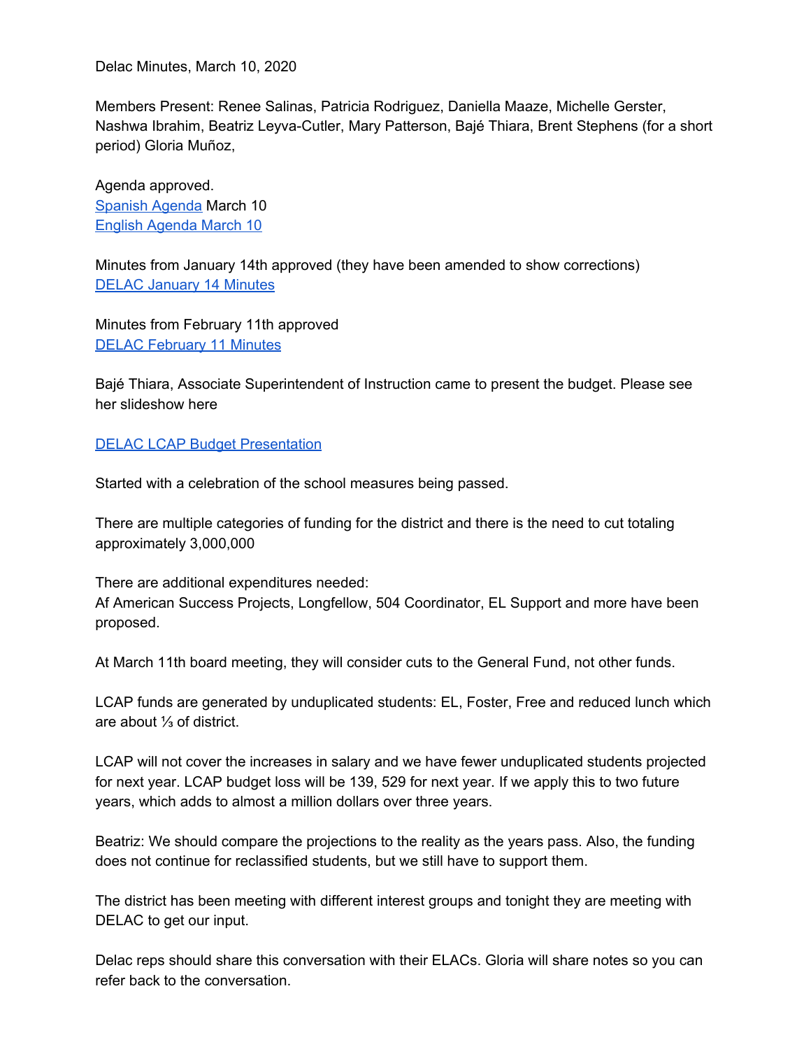Delac Minutes, March 10, 2020

Members Present: Renee Salinas, Patricia Rodriguez, Daniella Maaze, Michelle Gerster, Nashwa Ibrahim, Beatriz Leyva-Cutler, Mary Patterson, Bajé Thiara, Brent Stephens (for a short period) Gloria Muñoz,

Agenda approved.
Spanish Agenda March 10
English Agenda March 10

Minutes from January 14th approved (they have been amended to show corrections)
DELAC January 14 Minutes

Minutes from February 11th approved
DELAC February 11 Minutes

Bajé Thiara, Associate Superintendent of Instruction came to present the budget. Please see her slideshow here

DELAC LCAP Budget Presentation

Started with a celebration of the school measures being passed.

There are multiple categories of funding for the district and there is the need to cut totaling approximately 3,000,000

There are additional expenditures needed:
Af American Success Projects, Longfellow, 504 Coordinator, EL Support and more have been proposed.

At March 11th board meeting, they will consider cuts to the General Fund, not other funds.

LCAP funds are generated by unduplicated students: EL, Foster, Free and reduced lunch which are about ⅓ of district.

LCAP will not cover the increases in salary and we have fewer unduplicated students projected for next year. LCAP budget loss will be 139, 529 for next year. If we apply this to two future years, which adds to almost a million dollars over three years.

Beatriz: We should compare the projections to the reality as the years pass. Also, the funding does not continue for reclassified students, but we still have to support them.

The district has been meeting with different interest groups and tonight they are meeting with DELAC to get our input.

Delac reps should share this conversation with their ELACs. Gloria will share notes so you can refer back to the conversation.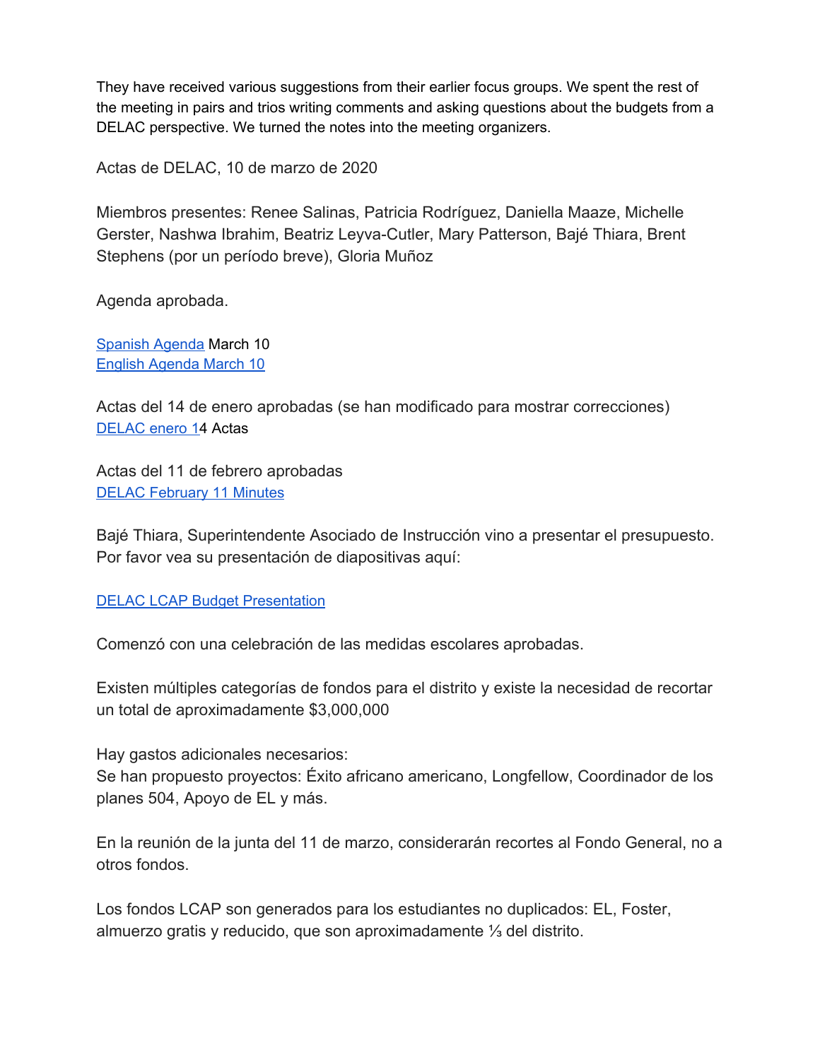They have received various suggestions from their earlier focus groups. We spent the rest of the meeting in pairs and trios writing comments and asking questions about the budgets from a DELAC perspective. We turned the notes into the meeting organizers.

Actas de DELAC, 10 de marzo de 2020

Miembros presentes: Renee Salinas, Patricia Rodríguez, Daniella Maaze, Michelle Gerster, Nashwa Ibrahim, Beatriz Leyva-Cutler, Mary Patterson, Bajé Thiara, Brent Stephens (por un período breve), Gloria Muñoz

Agenda aprobada.

Spanish Agenda March 10
English Agenda March 10

Actas del 14 de enero aprobadas (se han modificado para mostrar correcciones)
DELAC enero 14 Actas

Actas del 11 de febrero aprobadas
DELAC February 11 Minutes

Bajé Thiara, Superintendente Asociado de Instrucción vino a presentar el presupuesto. Por favor vea su presentación de diapositivas aquí:

DELAC LCAP Budget Presentation

Comenzó con una celebración de las medidas escolares aprobadas.

Existen múltiples categorías de fondos para el distrito y existe la necesidad de recortar un total de aproximadamente $3,000,000

Hay gastos adicionales necesarios:
Se han propuesto proyectos: Éxito africano americano, Longfellow, Coordinador de los planes 504, Apoyo de EL y más.

En la reunión de la junta del 11 de marzo, considerarán recortes al Fondo General, no a otros fondos.

Los fondos LCAP son generados para los estudiantes no duplicados: EL, Foster, almuerzo gratis y reducido, que son aproximadamente ⅓ del distrito.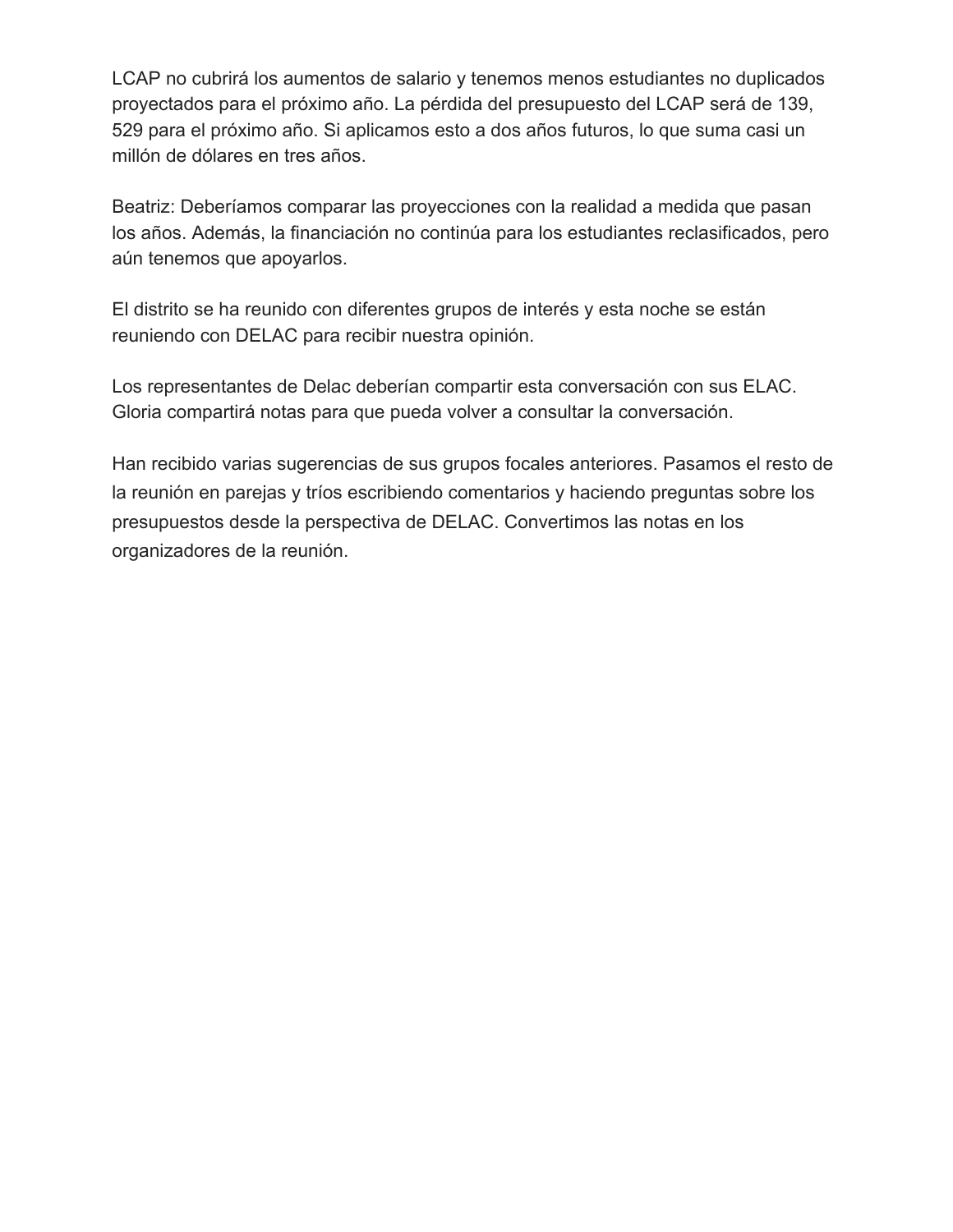LCAP no cubrirá los aumentos de salario y tenemos menos estudiantes no duplicados proyectados para el próximo año. La pérdida del presupuesto del LCAP será de 139, 529 para el próximo año. Si aplicamos esto a dos años futuros, lo que suma casi un millón de dólares en tres años.

Beatriz: Deberíamos comparar las proyecciones con la realidad a medida que pasan los años. Además, la financiación no continúa para los estudiantes reclasificados, pero aún tenemos que apoyarlos.

El distrito se ha reunido con diferentes grupos de interés y esta noche se están reuniendo con DELAC para recibir nuestra opinión.

Los representantes de Delac deberían compartir esta conversación con sus ELAC. Gloria compartirá notas para que pueda volver a consultar la conversación.

Han recibido varias sugerencias de sus grupos focales anteriores. Pasamos el resto de la reunión en parejas y tríos escribiendo comentarios y haciendo preguntas sobre los presupuestos desde la perspectiva de DELAC. Convertimos las notas en los organizadores de la reunión.